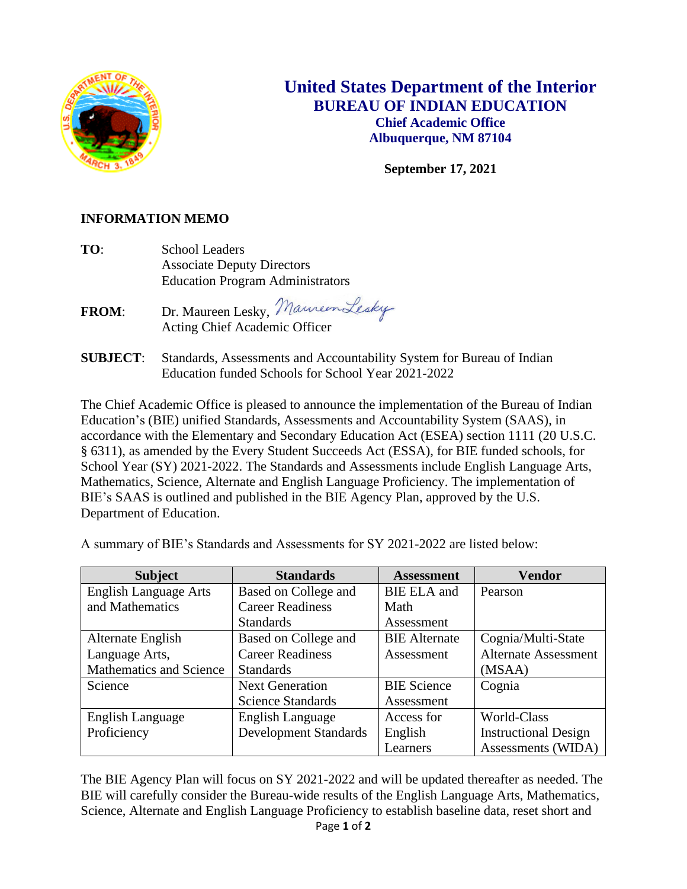# United States Department of the Interior
## BUREAU OF INDIAN EDUCATION
### Chief Academic Office
### Albuquerque, NM 87104

**September 17, 2021**

**INFORMATION MEMO**

**TO**: School Leaders
Associate Deputy Directors
Education Program Administrators

**FROM**: Dr. Maureen Lesky, Maureen Lesky
Acting Chief Academic Officer

**SUBJECT**: Standards, Assessments and Accountability System for Bureau of Indian Education funded Schools for School Year 2021-2022

The Chief Academic Office is pleased to announce the implementation of the Bureau of Indian Education's (BIE) unified Standards, Assessments and Accountability System (SAAS), in accordance with the Elementary and Secondary Education Act (ESEA) section 1111 (20 U.S.C. § 6311), as amended by the Every Student Succeeds Act (ESSA), for BIE funded schools, for School Year (SY) 2021-2022. The Standards and Assessments include English Language Arts, Mathematics, Science, Alternate and English Language Proficiency. The implementation of BIE's SAAS is outlined and published in the BIE Agency Plan, approved by the U.S. Department of Education.

A summary of BIE's Standards and Assessments for SY 2021-2022 are listed below:

| Subject | Standards | Assessment | Vendor |
|---|---|---|---|
| English Language Arts and Mathematics | Based on College and Career Readiness Standards | BIE ELA and Math Assessment | Pearson |
| Alternate English Language Arts, Mathematics and Science | Based on College and Career Readiness Standards | BIE Alternate Assessment | Cognia/Multi-State Alternate Assessment (MSAA) |
| Science | Next Generation Science Standards | BIE Science Assessment | Cognia |
| English Language Proficiency | English Language Development Standards | Access for English Learners | World-Class Instructional Design Assessments (WIDA) |

The BIE Agency Plan will focus on SY 2021-2022 and will be updated thereafter as needed. The BIE will carefully consider the Bureau-wide results of the English Language Arts, Mathematics, Science, Alternate and English Language Proficiency to establish baseline data, reset short and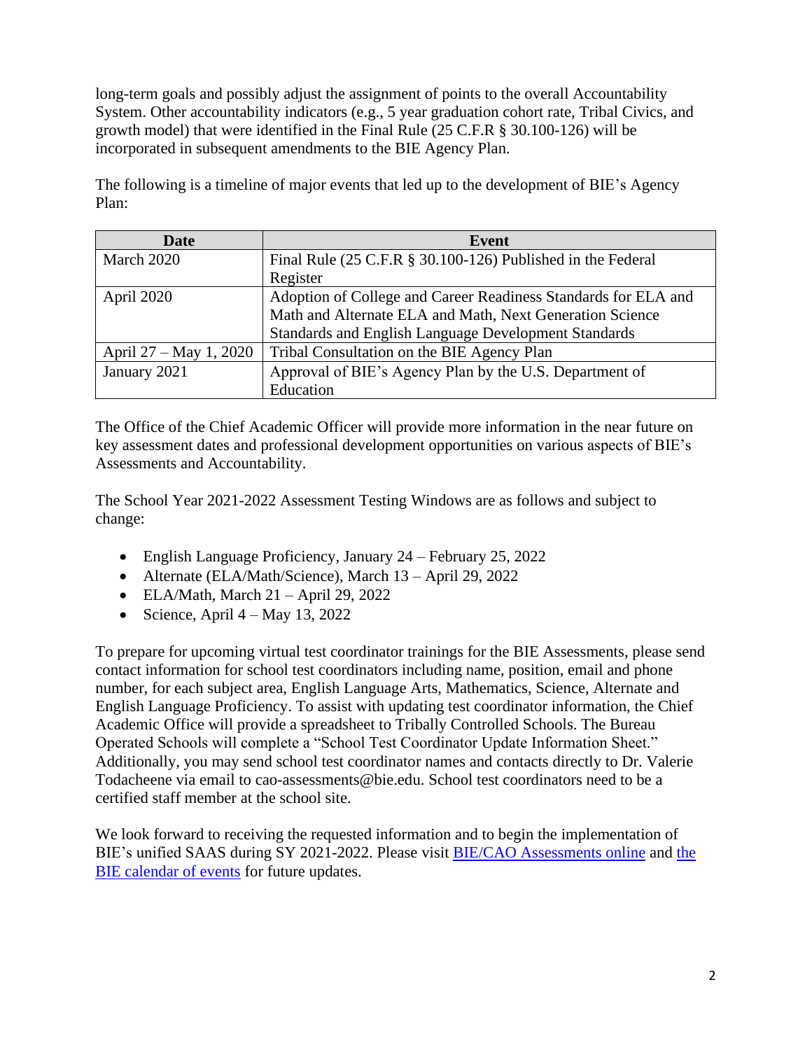long-term goals and possibly adjust the assignment of points to the overall Accountability System. Other accountability indicators (e.g., 5 year graduation cohort rate, Tribal Civics, and growth model) that were identified in the Final Rule (25 C.F.R § 30.100-126) will be incorporated in subsequent amendments to the BIE Agency Plan.

The following is a timeline of major events that led up to the development of BIE's Agency Plan:

| Date | Event |
|---|---|
| March 2020 | Final Rule (25 C.F.R § 30.100-126) Published in the Federal Register |
| April 2020 | Adoption of College and Career Readiness Standards for ELA and Math and Alternate ELA and Math, Next Generation Science Standards and English Language Development Standards |
| April 27 – May 1, 2020 | Tribal Consultation on the BIE Agency Plan |
| January 2021 | Approval of BIE's Agency Plan by the U.S. Department of Education |

The Office of the Chief Academic Officer will provide more information in the near future on key assessment dates and professional development opportunities on various aspects of BIE's Assessments and Accountability.

The School Year 2021-2022 Assessment Testing Windows are as follows and subject to change:

- English Language Proficiency, January 24 – February 25, 2022
- Alternate (ELA/Math/Science), March 13 – April 29, 2022
- ELA/Math, March 21 – April 29, 2022
- Science, April 4 – May 13, 2022

To prepare for upcoming virtual test coordinator trainings for the BIE Assessments, please send contact information for school test coordinators including name, position, email and phone number, for each subject area, English Language Arts, Mathematics, Science, Alternate and English Language Proficiency. To assist with updating test coordinator information, the Chief Academic Office will provide a spreadsheet to Tribally Controlled Schools. The Bureau Operated Schools will complete a "School Test Coordinator Update Information Sheet." Additionally, you may send school test coordinator names and contacts directly to Dr. Valerie Todacheene via email to cao-assessments@bie.edu. School test coordinators need to be a certified staff member at the school site.

We look forward to receiving the requested information and to begin the implementation of BIE's unified SAAS during SY 2021-2022. Please visit BIE/CAO Assessments online and the BIE calendar of events for future updates.